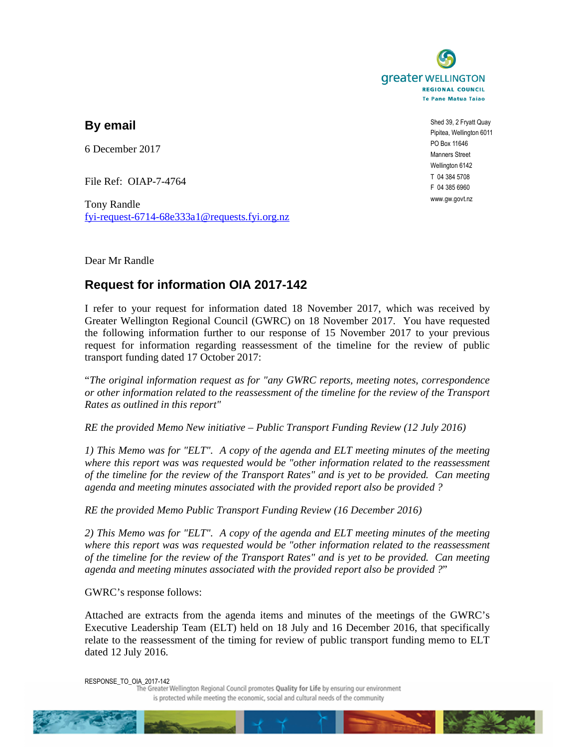greater WELLINGTON
REGIONAL COUNCIL
Te Pane Matua Taiao

## By email

6 December 2017

File Ref: OIAP-7-4764

Tony Randle
fyi-request-6714-68e333a1@requests.fyi.org.nz

Shed 39, 2 Fryatt Quay
Pipitea, Wellington 6011
PO Box 11646
Manners Street
Wellington 6142
T 04 384 5708
F 04 385 6960
www.gw.govt.nz

Dear Mr Randle

## Request for information OIA 2017-142

I refer to your request for information dated 18 November 2017, which was received by Greater Wellington Regional Council (GWRC) on 18 November 2017. You have requested the following information further to our response of 15 November 2017 to your previous request for information regarding reassessment of the timeline for the review of public transport funding dated 17 October 2017:

"*The original information request as for "any GWRC reports, meeting notes, correspondence or other information related to the reassessment of the timeline for the review of the Transport Rates as outlined in this report"*

*RE the provided Memo New initiative – Public Transport Funding Review (12 July 2016)*

*1) This Memo was for "ELT". A copy of the agenda and ELT meeting minutes of the meeting where this report was was requested would be "other information related to the reassessment of the timeline for the review of the Transport Rates" and is yet to be provided. Can meeting agenda and meeting minutes associated with the provided report also be provided ?*

*RE the provided Memo Public Transport Funding Review (16 December 2016)*

*2) This Memo was for "ELT". A copy of the agenda and ELT meeting minutes of the meeting where this report was was requested would be "other information related to the reassessment of the timeline for the review of the Transport Rates" and is yet to be provided. Can meeting agenda and meeting minutes associated with the provided report also be provided ?*"

GWRC's response follows:

Attached are extracts from the agenda items and minutes of the meetings of the GWRC's Executive Leadership Team (ELT) held on 18 July and 16 December 2016, that specifically relate to the reassessment of the timing for review of public transport funding memo to ELT dated 12 July 2016.

RESPONSE_TO_OIA_2017-142

The Greater Wellington Regional Council promotes **Quality for Life** by ensuring our environment is protected while meeting the economic, social and cultural needs of the community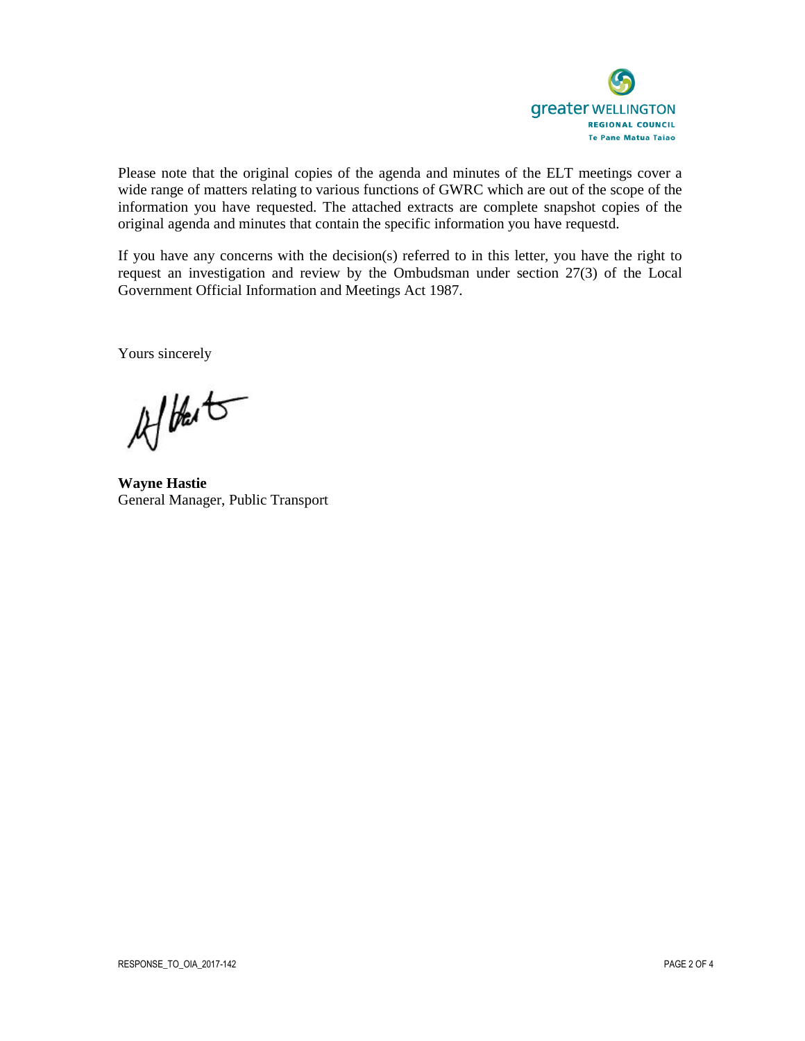Please note that the original copies of the agenda and minutes of the ELT meetings cover a wide range of matters relating to various functions of GWRC which are out of the scope of the information you have requested. The attached extracts are complete snapshot copies of the original agenda and minutes that contain the specific information you have requestd.

If you have any concerns with the decision(s) referred to in this letter, you have the right to request an investigation and review by the Ombudsman under section 27(3) of the Local Government Official Information and Meetings Act 1987.

Yours sincerely

**Wayne Hastie**
General Manager, Public Transport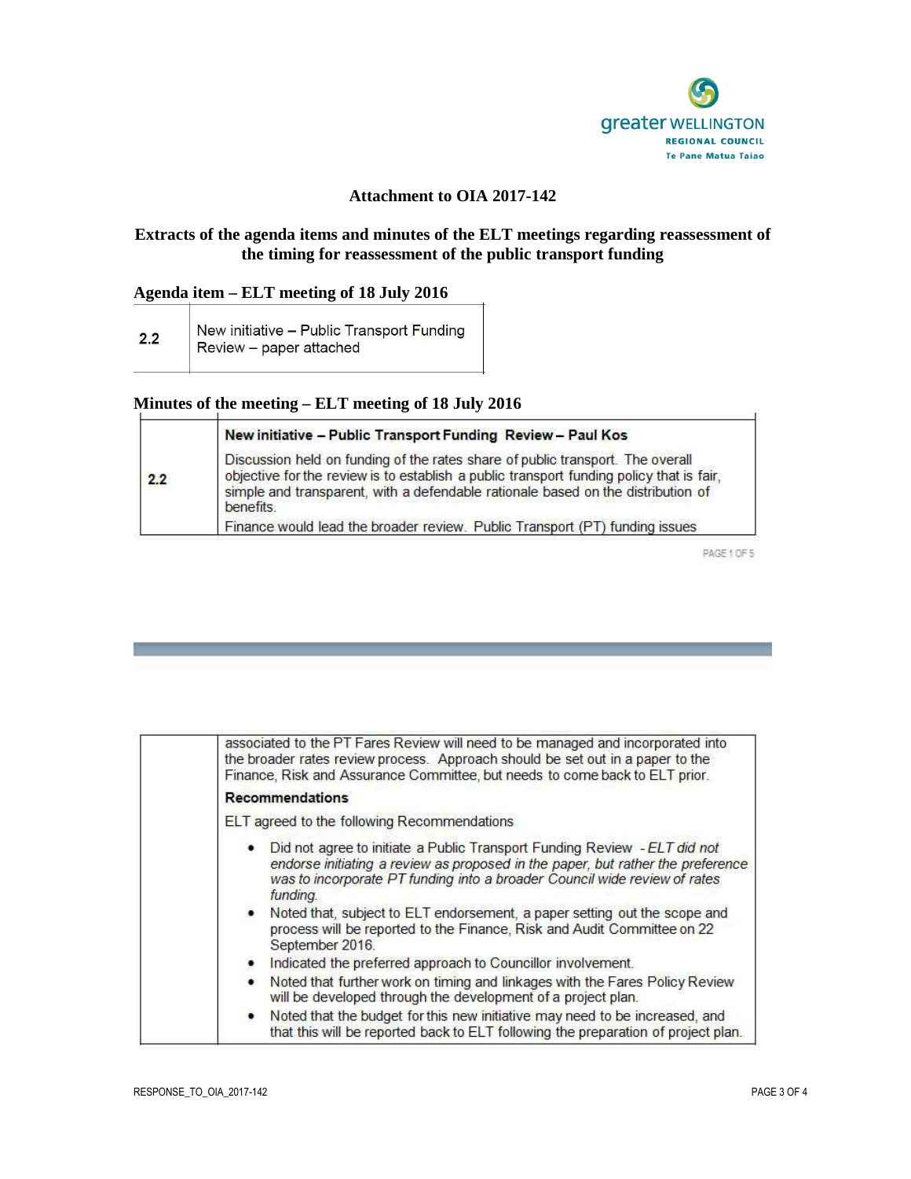**Attachment to OIA 2017-142**

**Extracts of the agenda items and minutes of the ELT meetings regarding reassessment of the timing for reassessment of the public transport funding**

**Agenda item – ELT meeting of 18 July 2016**

| | |
|---|---|
| 2.2 | New initiative – Public Transport Funding Review – paper attached |

**Minutes of the meeting – ELT meeting of 18 July 2016**

| | |
|---|---|
| 2.2 | **New initiative – Public Transport Funding Review – Paul Kos**<br><br>Discussion held on funding of the rates share of public transport. The overall objective for the review is to establish a public transport funding policy that is fair, simple and transparent, with a defendable rationale based on the distribution of benefits.<br><br>Finance would lead the broader review. Public Transport (PT) funding issues associated to the PT Fares Review will need to be managed and incorporated into the broader rates review process. Approach should be set out in a paper to the Finance, Risk and Assurance Committee, but needs to come back to ELT prior.<br><br>**Recommendations**<br><br>ELT agreed to the following Recommendations<br><br>• Did not agree to initiate a Public Transport Funding Review - *ELT did not endorse initiating a review as proposed in the paper, but rather the preference was to incorporate PT funding into a broader Council wide review of rates funding.*<br>• Noted that, subject to ELT endorsement, a paper setting out the scope and process will be reported to the Finance, Risk and Audit Committee on 22 September 2016.<br>• Indicated the preferred approach to Councillor involvement.<br>• Noted that further work on timing and linkages with the Fares Policy Review will be developed through the development of a project plan.<br>• Noted that the budget for this new initiative may need to be increased, and that this will be reported back to ELT following the preparation of project plan. |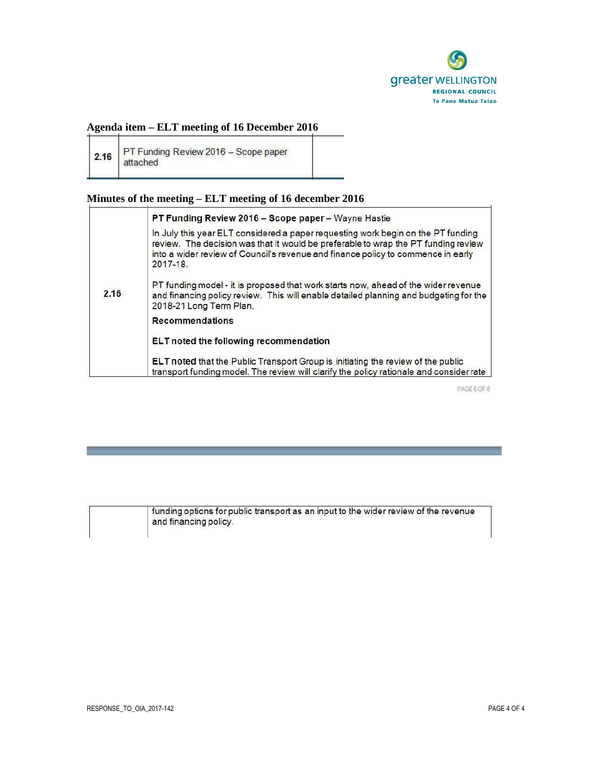## Agenda item – ELT meeting of 16 December 2016

| | | |
|---|---|---|
| **2.16** | PT Funding Review 2016 – Scope paper attached | |

## Minutes of the meeting – ELT meeting of 16 december 2016

| | |
|---|---|
| **2.16** | **PT Funding Review 2016 – Scope paper –** Wayne Hastie<br><br>In July this year ELT considered a paper requesting work begin on the PT funding review. The decision was that it would be preferable to wrap the PT funding review into a wider review of Council's revenue and finance policy to commence in early 2017-18.<br><br>PT funding model - it is proposed that work starts now, ahead of the wider revenue and financing policy review. This will enable detailed planning and budgeting for the 2018-21 Long Term Plan.<br><br>**Recommendations**<br><br>**ELT noted the following recommendation**<br><br>**ELT noted** that the Public Transport Group is initiating the review of the public transport funding model. The review will clarify the policy rationale and consider rate funding options for public transport as an input to the wider review of the revenue and financing policy. |